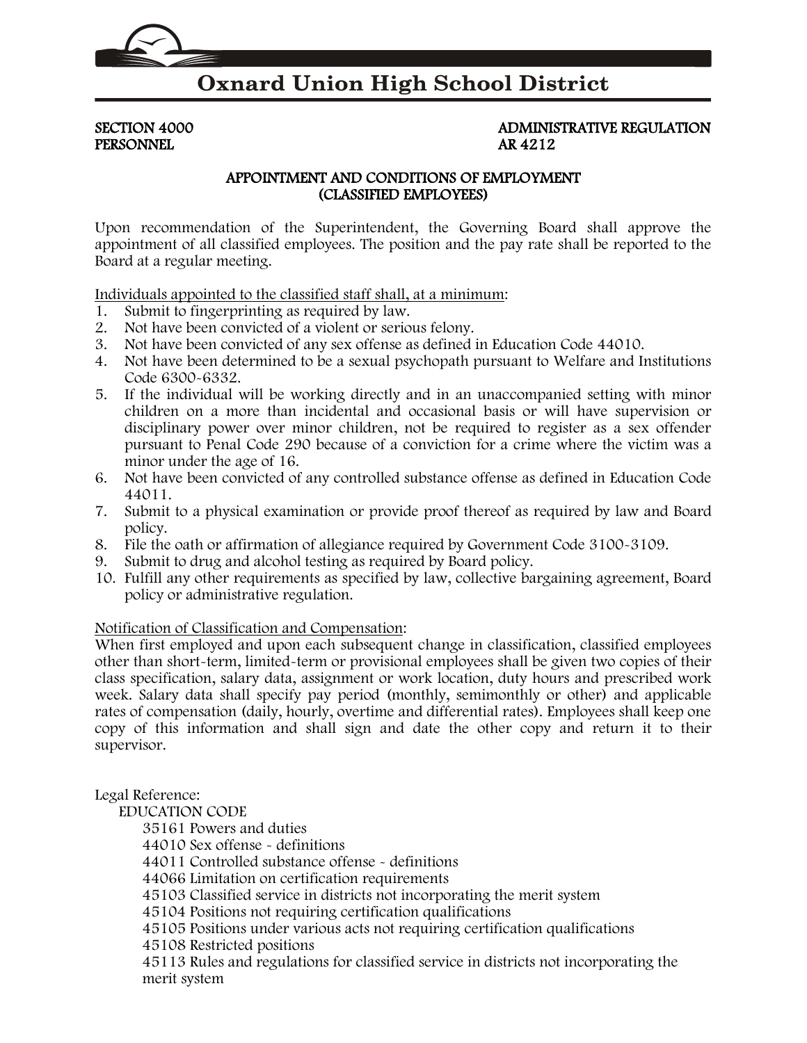# Oxnard Union High School District

SECTION 4000
PERSONNEL

ADMINISTRATIVE REGULATION
AR 4212

## APPOINTMENT AND CONDITIONS OF EMPLOYMENT (CLASSIFIED EMPLOYEES)

Upon recommendation of the Superintendent, the Governing Board shall approve the appointment of all classified employees. The position and the pay rate shall be reported to the Board at a regular meeting.

Individuals appointed to the classified staff shall, at a minimum:

1. Submit to fingerprinting as required by law.
2. Not have been convicted of a violent or serious felony.
3. Not have been convicted of any sex offense as defined in Education Code 44010.
4. Not have been determined to be a sexual psychopath pursuant to Welfare and Institutions Code 6300-6332.
5. If the individual will be working directly and in an unaccompanied setting with minor children on a more than incidental and occasional basis or will have supervision or disciplinary power over minor children, not be required to register as a sex offender pursuant to Penal Code 290 because of a conviction for a crime where the victim was a minor under the age of 16.
6. Not have been convicted of any controlled substance offense as defined in Education Code 44011.
7. Submit to a physical examination or provide proof thereof as required by law and Board policy.
8. File the oath or affirmation of allegiance required by Government Code 3100-3109.
9. Submit to drug and alcohol testing as required by Board policy.
10. Fulfill any other requirements as specified by law, collective bargaining agreement, Board policy or administrative regulation.

Notification of Classification and Compensation:
When first employed and upon each subsequent change in classification, classified employees other than short-term, limited-term or provisional employees shall be given two copies of their class specification, salary data, assignment or work location, duty hours and prescribed work week. Salary data shall specify pay period (monthly, semimonthly or other) and applicable rates of compensation (daily, hourly, overtime and differential rates). Employees shall keep one copy of this information and shall sign and date the other copy and return it to their supervisor.

Legal Reference:

EDUCATION CODE

35161 Powers and duties
44010 Sex offense - definitions
44011 Controlled substance offense - definitions
44066 Limitation on certification requirements
45103 Classified service in districts not incorporating the merit system
45104 Positions not requiring certification qualifications
45105 Positions under various acts not requiring certification qualifications
45108 Restricted positions
45113 Rules and regulations for classified service in districts not incorporating the merit system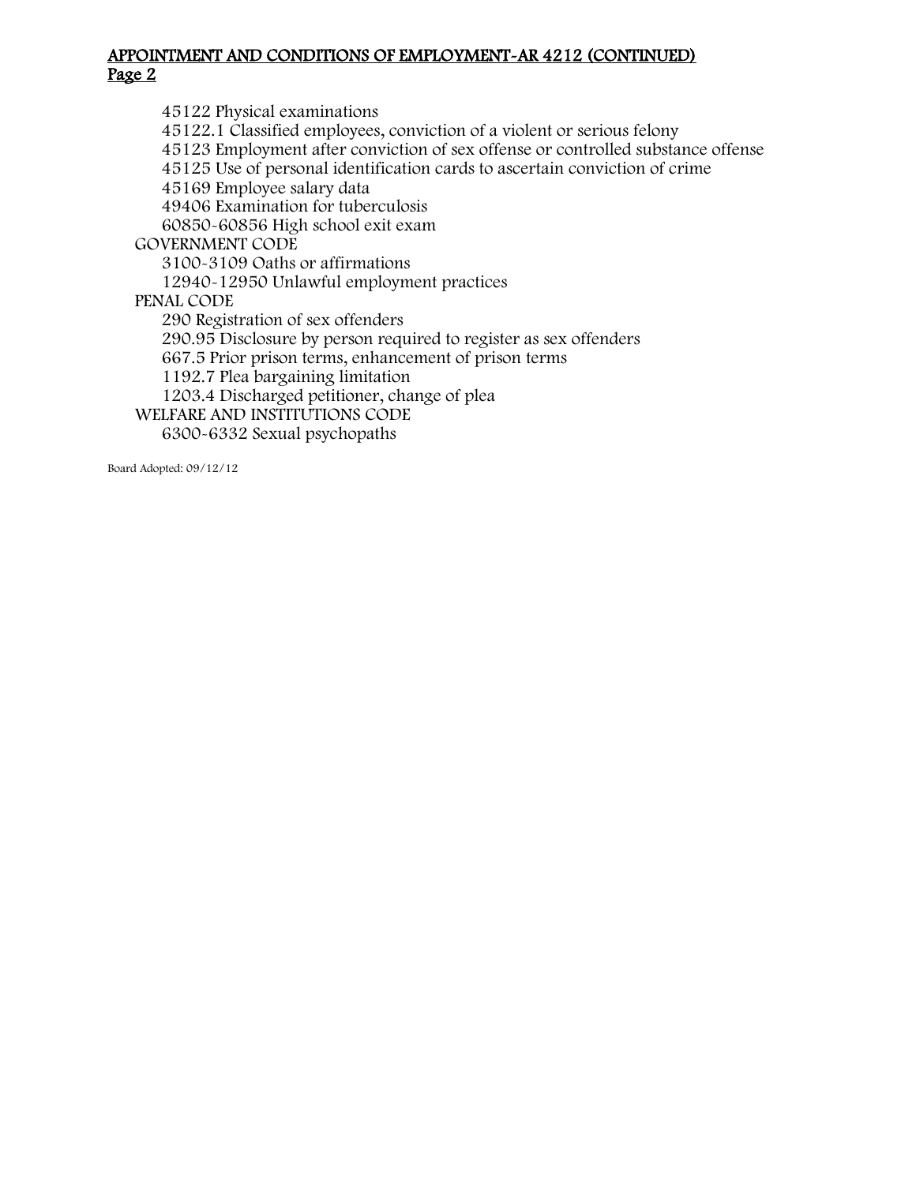45122 Physical examinations
45122.1 Classified employees, conviction of a violent or serious felony
45123 Employment after conviction of sex offense or controlled substance offense
45125 Use of personal identification cards to ascertain conviction of crime
45169 Employee salary data
49406 Examination for tuberculosis
60850-60856 High school exit exam

GOVERNMENT CODE
3100-3109 Oaths or affirmations
12940-12950 Unlawful employment practices

PENAL CODE
290 Registration of sex offenders
290.95 Disclosure by person required to register as sex offenders
667.5 Prior prison terms, enhancement of prison terms
1192.7 Plea bargaining limitation
1203.4 Discharged petitioner, change of plea

WELFARE AND INSTITUTIONS CODE
6300-6332 Sexual psychopaths

Board Adopted: 09/12/12